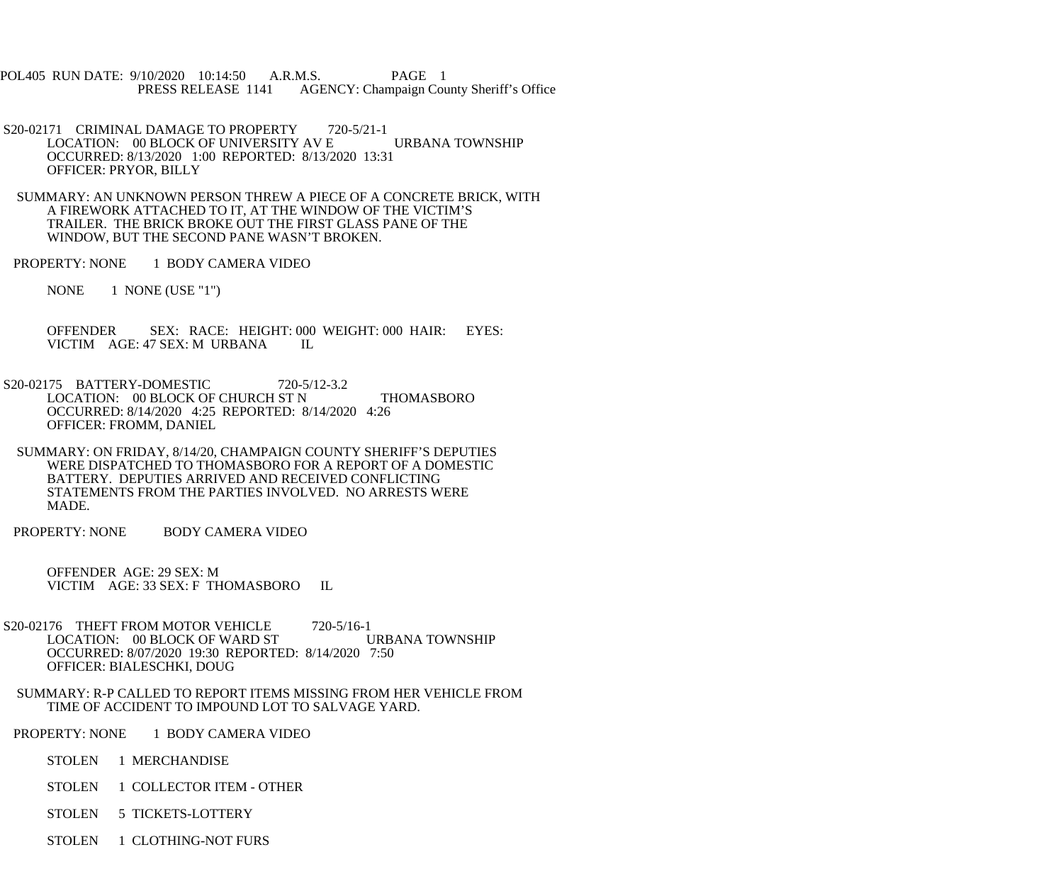POL405 RUN DATE: 9/10/2020 10:14:50 A.R.M.S. PAGE 1
PRESS RELEASE 1141 AGENCY: Champaign County Sheriff's Office

S20-02171 CRIMINAL DAMAGE TO PROPERTY 720-5/21-1
LOCATION: 00 BLOCK OF UNIVERSITY AV E URBANA TOWNSHIP
OCCURRED: 8/13/2020 1:00 REPORTED: 8/13/2020 13:31
OFFICER: PRYOR, BILLY

SUMMARY: AN UNKNOWN PERSON THREW A PIECE OF A CONCRETE BRICK, WITH A FIREWORK ATTACHED TO IT, AT THE WINDOW OF THE VICTIM'S TRAILER. THE BRICK BROKE OUT THE FIRST GLASS PANE OF THE WINDOW, BUT THE SECOND PANE WASN'T BROKEN.

PROPERTY: NONE 1 BODY CAMERA VIDEO

NONE 1 NONE (USE "1")

OFFENDER SEX: RACE: HEIGHT: 000 WEIGHT: 000 HAIR: EYES:
VICTIM AGE: 47 SEX: M URBANA IL

S20-02175 BATTERY-DOMESTIC 720-5/12-3.2
LOCATION: 00 BLOCK OF CHURCH ST N THOMASBORO
OCCURRED: 8/14/2020 4:25 REPORTED: 8/14/2020 4:26
OFFICER: FROMM, DANIEL

SUMMARY: ON FRIDAY, 8/14/20, CHAMPAIGN COUNTY SHERIFF'S DEPUTIES WERE DISPATCHED TO THOMASBORO FOR A REPORT OF A DOMESTIC BATTERY. DEPUTIES ARRIVED AND RECEIVED CONFLICTING STATEMENTS FROM THE PARTIES INVOLVED. NO ARRESTS WERE MADE.

PROPERTY: NONE BODY CAMERA VIDEO

OFFENDER AGE: 29 SEX: M
VICTIM AGE: 33 SEX: F THOMASBORO IL

S20-02176 THEFT FROM MOTOR VEHICLE 720-5/16-1
LOCATION: 00 BLOCK OF WARD ST URBANA TOWNSHIP
OCCURRED: 8/07/2020 19:30 REPORTED: 8/14/2020 7:50
OFFICER: BIALESCHKI, DOUG

SUMMARY: R-P CALLED TO REPORT ITEMS MISSING FROM HER VEHICLE FROM TIME OF ACCIDENT TO IMPOUND LOT TO SALVAGE YARD.

PROPERTY: NONE 1 BODY CAMERA VIDEO

STOLEN 1 MERCHANDISE

STOLEN 1 COLLECTOR ITEM - OTHER

STOLEN 5 TICKETS-LOTTERY

STOLEN 1 CLOTHING-NOT FURS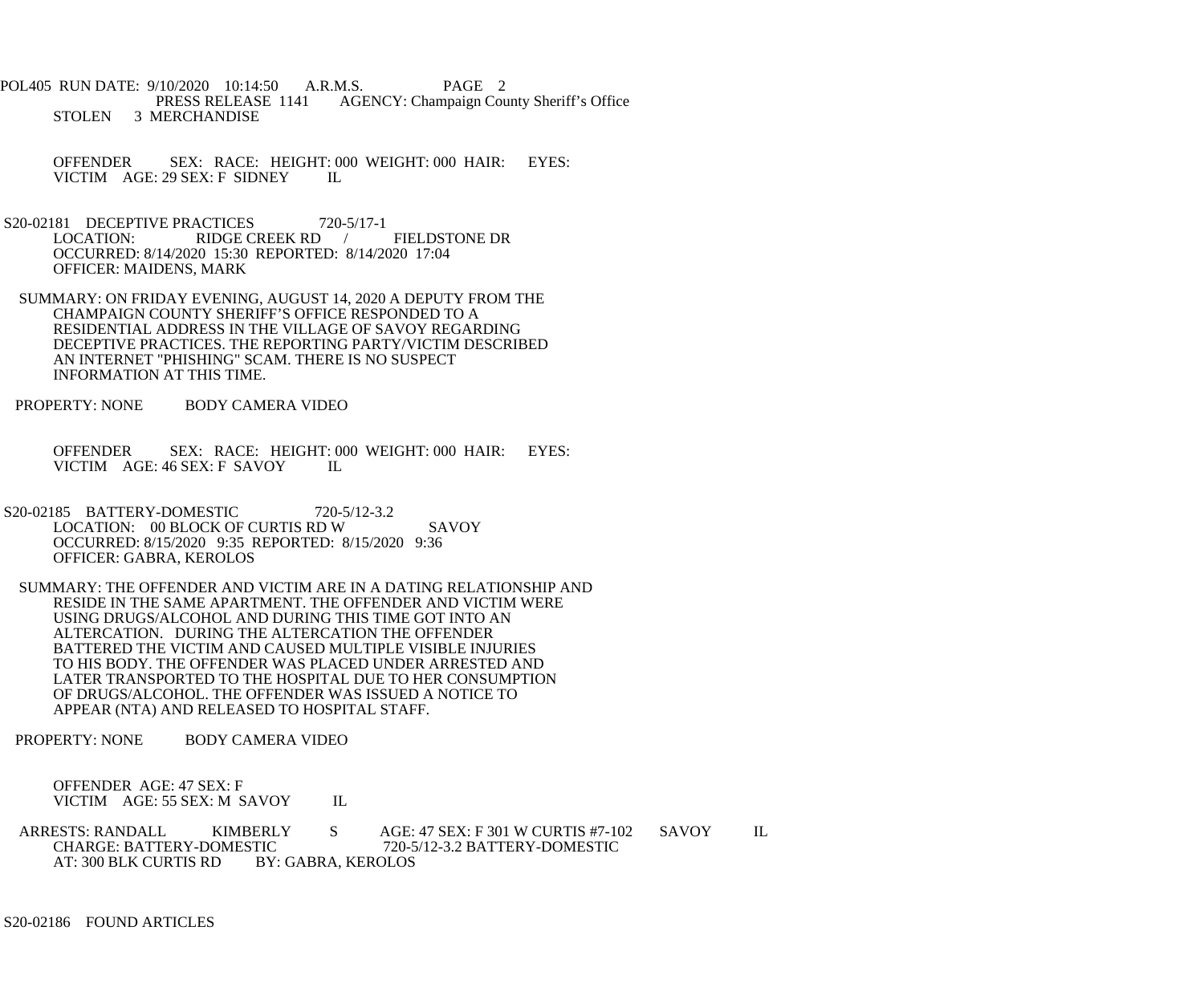POL405 RUN DATE: 9/10/2020 10:14:50 A.R.M.S. PAGE 2
PRESS RELEASE 1141 AGENCY: Champaign County Sheriff's Office

STOLEN 3 MERCHANDISE

OFFENDER SEX: RACE: HEIGHT: 000 WEIGHT: 000 HAIR: EYES:
VICTIM AGE: 29 SEX: F SIDNEY IL

S20-02181 DECEPTIVE PRACTICES 720-5/17-1
LOCATION: RIDGE CREEK RD / FIELDSTONE DR
OCCURRED: 8/14/2020 15:30 REPORTED: 8/14/2020 17:04
OFFICER: MAIDENS, MARK

SUMMARY: ON FRIDAY EVENING, AUGUST 14, 2020 A DEPUTY FROM THE CHAMPAIGN COUNTY SHERIFF'S OFFICE RESPONDED TO A RESIDENTIAL ADDRESS IN THE VILLAGE OF SAVOY REGARDING DECEPTIVE PRACTICES. THE REPORTING PARTY/VICTIM DESCRIBED AN INTERNET "PHISHING" SCAM. THERE IS NO SUSPECT INFORMATION AT THIS TIME.

PROPERTY: NONE BODY CAMERA VIDEO

OFFENDER SEX: RACE: HEIGHT: 000 WEIGHT: 000 HAIR: EYES:
VICTIM AGE: 46 SEX: F SAVOY IL

S20-02185 BATTERY-DOMESTIC 720-5/12-3.2
LOCATION: 00 BLOCK OF CURTIS RD W SAVOY
OCCURRED: 8/15/2020 9:35 REPORTED: 8/15/2020 9:36
OFFICER: GABRA, KEROLOS

SUMMARY: THE OFFENDER AND VICTIM ARE IN A DATING RELATIONSHIP AND RESIDE IN THE SAME APARTMENT. THE OFFENDER AND VICTIM WERE USING DRUGS/ALCOHOL AND DURING THIS TIME GOT INTO AN ALTERCATION. DURING THE ALTERCATION THE OFFENDER BATTERED THE VICTIM AND CAUSED MULTIPLE VISIBLE INJURIES TO HIS BODY. THE OFFENDER WAS PLACED UNDER ARRESTED AND LATER TRANSPORTED TO THE HOSPITAL DUE TO HER CONSUMPTION OF DRUGS/ALCOHOL. THE OFFENDER WAS ISSUED A NOTICE TO APPEAR (NTA) AND RELEASED TO HOSPITAL STAFF.

PROPERTY: NONE BODY CAMERA VIDEO

OFFENDER AGE: 47 SEX: F
VICTIM AGE: 55 SEX: M SAVOY IL

ARRESTS: RANDALL KIMBERLY S AGE: 47 SEX: F 301 W CURTIS #7-102 SAVOY IL
CHARGE: BATTERY-DOMESTIC 720-5/12-3.2 BATTERY-DOMESTIC
AT: 300 BLK CURTIS RD BY: GABRA, KEROLOS

S20-02186 FOUND ARTICLES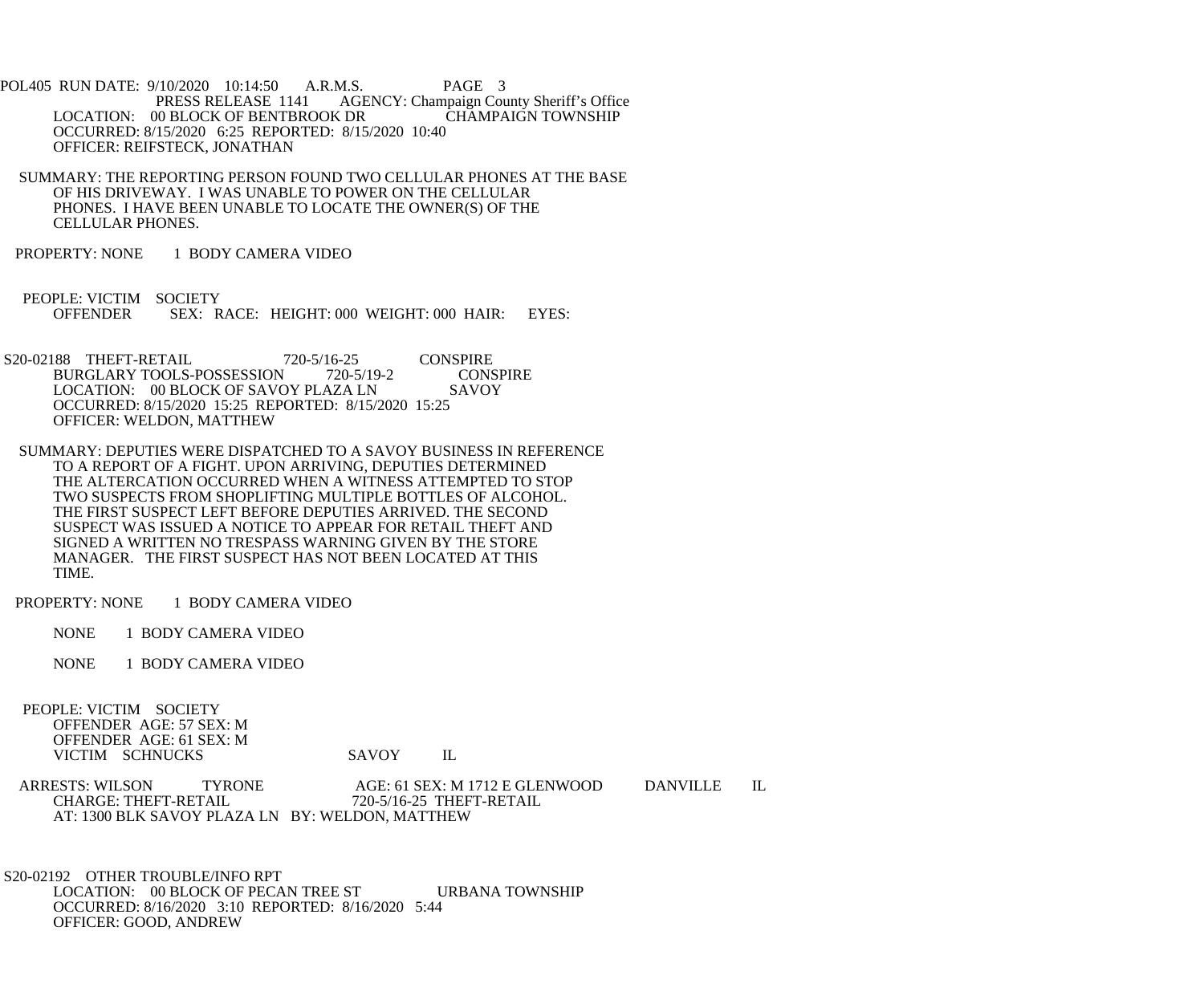PRESS RELEASE 1141 AGENCY: Champaign County Sheriff's Office

LOCATION: 00 BLOCK OF BENTBROOK DR CHAMPAIGN TOWNSHIP
OCCURRED: 8/15/2020 6:25 REPORTED: 8/15/2020 10:40
OFFICER: REIFSTECK, JONATHAN

SUMMARY: THE REPORTING PERSON FOUND TWO CELLULAR PHONES AT THE BASE OF HIS DRIVEWAY. I WAS UNABLE TO POWER ON THE CELLULAR PHONES. I HAVE BEEN UNABLE TO LOCATE THE OWNER(S) OF THE CELLULAR PHONES.

PROPERTY: NONE 1 BODY CAMERA VIDEO

PEOPLE: VICTIM SOCIETY
OFFENDER SEX: RACE: HEIGHT: 000 WEIGHT: 000 HAIR: EYES:

S20-02188 THEFT-RETAIL 720-5/16-25 CONSPIRE
BURGLARY TOOLS-POSSESSION 720-5/19-2 CONSPIRE
LOCATION: 00 BLOCK OF SAVOY PLAZA LN SAVOY
OCCURRED: 8/15/2020 15:25 REPORTED: 8/15/2020 15:25
OFFICER: WELDON, MATTHEW

SUMMARY: DEPUTIES WERE DISPATCHED TO A SAVOY BUSINESS IN REFERENCE TO A REPORT OF A FIGHT. UPON ARRIVING, DEPUTIES DETERMINED THE ALTERCATION OCCURRED WHEN A WITNESS ATTEMPTED TO STOP TWO SUSPECTS FROM SHOPLIFTING MULTIPLE BOTTLES OF ALCOHOL. THE FIRST SUSPECT LEFT BEFORE DEPUTIES ARRIVED. THE SECOND SUSPECT WAS ISSUED A NOTICE TO APPEAR FOR RETAIL THEFT AND SIGNED A WRITTEN NO TRESPASS WARNING GIVEN BY THE STORE MANAGER. THE FIRST SUSPECT HAS NOT BEEN LOCATED AT THIS TIME.

PROPERTY: NONE 1 BODY CAMERA VIDEO

NONE 1 BODY CAMERA VIDEO

NONE 1 BODY CAMERA VIDEO

PEOPLE: VICTIM SOCIETY
OFFENDER AGE: 57 SEX: M
OFFENDER AGE: 61 SEX: M
VICTIM SCHNUCKS SAVOY IL

ARRESTS: WILSON TYRONE AGE: 61 SEX: M 1712 E GLENWOOD DANVILLE IL
CHARGE: THEFT-RETAIL 720-5/16-25 THEFT-RETAIL
AT: 1300 BLK SAVOY PLAZA LN BY: WELDON, MATTHEW

S20-02192 OTHER TROUBLE/INFO RPT
LOCATION: 00 BLOCK OF PECAN TREE ST URBANA TOWNSHIP
OCCURRED: 8/16/2020 3:10 REPORTED: 8/16/2020 5:44
OFFICER: GOOD, ANDREW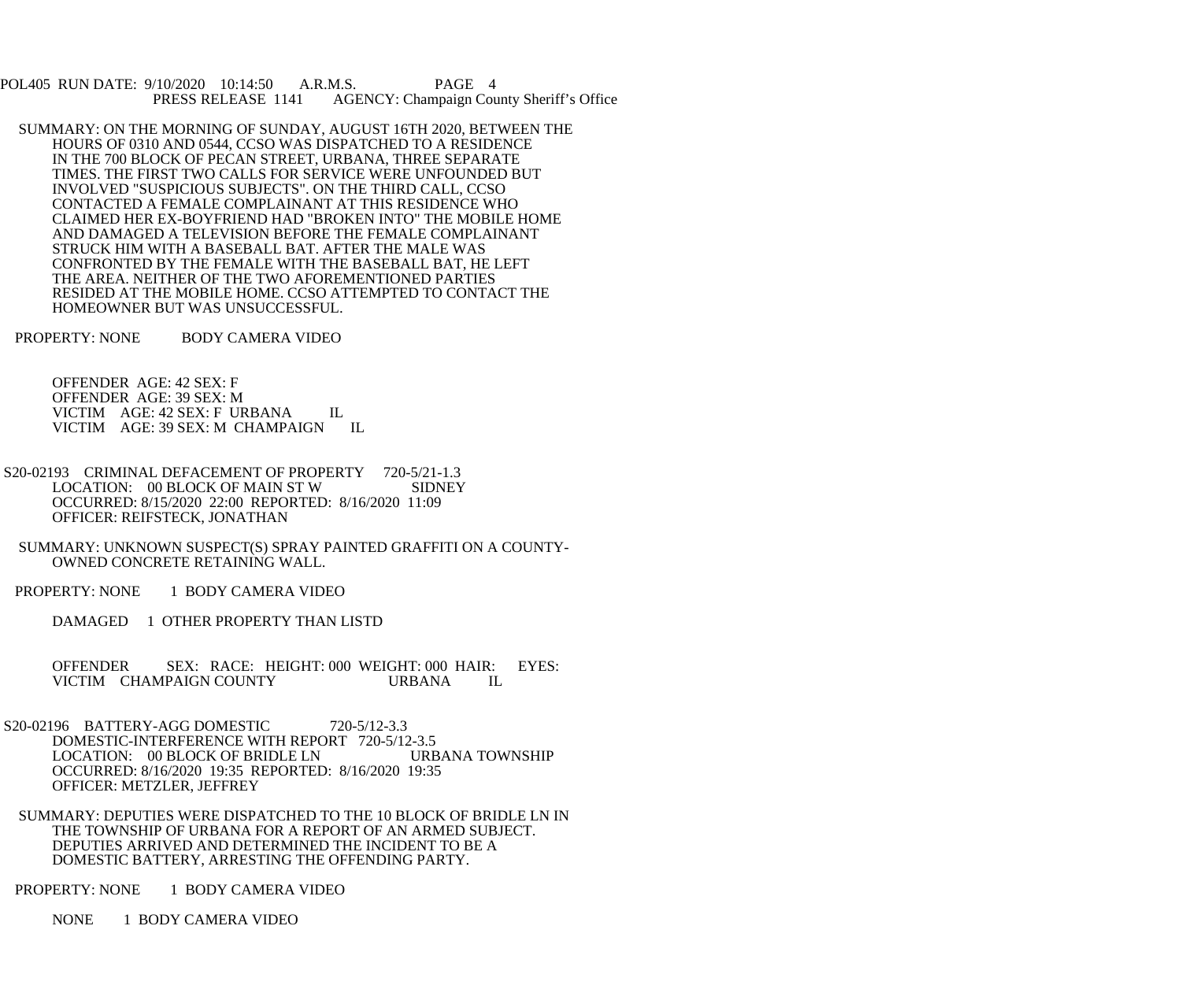SUMMARY: ON THE MORNING OF SUNDAY, AUGUST 16TH 2020, BETWEEN THE HOURS OF 0310 AND 0544, CCSO WAS DISPATCHED TO A RESIDENCE IN THE 700 BLOCK OF PECAN STREET, URBANA, THREE SEPARATE TIMES. THE FIRST TWO CALLS FOR SERVICE WERE UNFOUNDED BUT INVOLVED "SUSPICIOUS SUBJECTS". ON THE THIRD CALL, CCSO CONTACTED A FEMALE COMPLAINANT AT THIS RESIDENCE WHO CLAIMED HER EX-BOYFRIEND HAD "BROKEN INTO" THE MOBILE HOME AND DAMAGED A TELEVISION BEFORE THE FEMALE COMPLAINANT STRUCK HIM WITH A BASEBALL BAT. AFTER THE MALE WAS CONFRONTED BY THE FEMALE WITH THE BASEBALL BAT, HE LEFT THE AREA. NEITHER OF THE TWO AFOREMENTIONED PARTIES RESIDED AT THE MOBILE HOME. CCSO ATTEMPTED TO CONTACT THE HOMEOWNER BUT WAS UNSUCCESSFUL.

PROPERTY: NONE BODY CAMERA VIDEO

OFFENDER AGE: 42 SEX: F
OFFENDER AGE: 39 SEX: M
VICTIM AGE: 42 SEX: F URBANA IL
VICTIM AGE: 39 SEX: M CHAMPAIGN IL

S20-02193 CRIMINAL DEFACEMENT OF PROPERTY 720-5/21-1.3
LOCATION: 00 BLOCK OF MAIN ST W SIDNEY
OCCURRED: 8/15/2020 22:00 REPORTED: 8/16/2020 11:09
OFFICER: REIFSTECK, JONATHAN

SUMMARY: UNKNOWN SUSPECT(S) SPRAY PAINTED GRAFFITI ON A COUNTY-OWNED CONCRETE RETAINING WALL.

PROPERTY: NONE 1 BODY CAMERA VIDEO

DAMAGED 1 OTHER PROPERTY THAN LISTD

OFFENDER SEX: RACE: HEIGHT: 000 WEIGHT: 000 HAIR: EYES:
VICTIM CHAMPAIGN COUNTY URBANA IL

S20-02196 BATTERY-AGG DOMESTIC 720-5/12-3.3
DOMESTIC-INTERFERENCE WITH REPORT 720-5/12-3.5
LOCATION: 00 BLOCK OF BRIDLE LN URBANA TOWNSHIP
OCCURRED: 8/16/2020 19:35 REPORTED: 8/16/2020 19:35
OFFICER: METZLER, JEFFREY

SUMMARY: DEPUTIES WERE DISPATCHED TO THE 10 BLOCK OF BRIDLE LN IN THE TOWNSHIP OF URBANA FOR A REPORT OF AN ARMED SUBJECT. DEPUTIES ARRIVED AND DETERMINED THE INCIDENT TO BE A DOMESTIC BATTERY, ARRESTING THE OFFENDING PARTY.

PROPERTY: NONE 1 BODY CAMERA VIDEO

NONE 1 BODY CAMERA VIDEO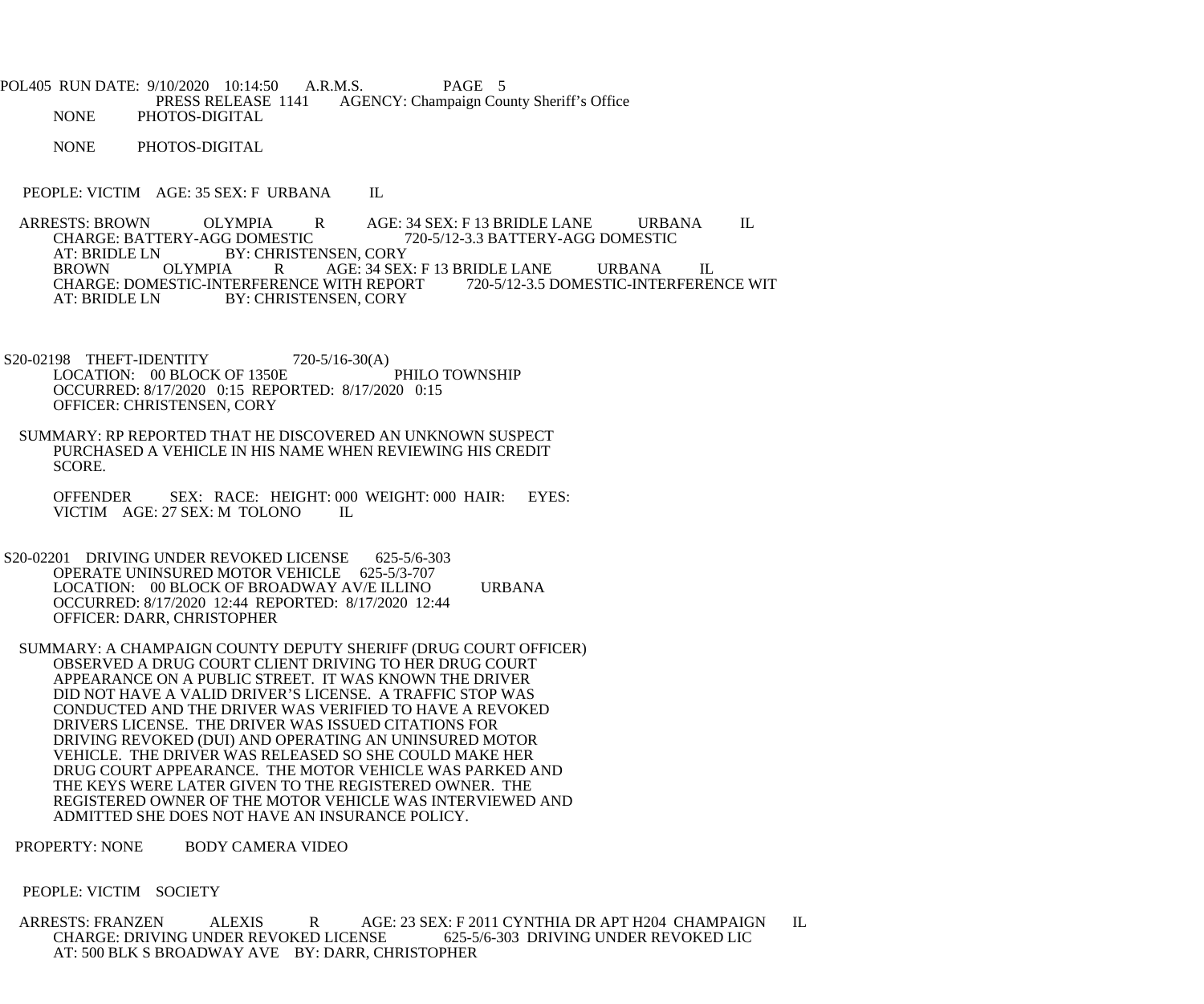NONE PHOTOS-DIGITAL

NONE PHOTOS-DIGITAL

PEOPLE: VICTIM AGE: 35 SEX: F URBANA IL

ARRESTS: BROWN OLYMPIA R AGE: 34 SEX: F 13 BRIDLE LANE URBANA IL
CHARGE: BATTERY-AGG DOMESTIC 720-5/12-3.3 BATTERY-AGG DOMESTIC
AT: BRIDLE LN BY: CHRISTENSEN, CORY
BROWN OLYMPIA R AGE: 34 SEX: F 13 BRIDLE LANE URBANA IL
CHARGE: DOMESTIC-INTERFERENCE WITH REPORT 720-5/12-3.5 DOMESTIC-INTERFERENCE WIT
AT: BRIDLE LN BY: CHRISTENSEN, CORY

S20-02198 THEFT-IDENTITY 720-5/16-30(A)
LOCATION: 00 BLOCK OF 1350E PHILO TOWNSHIP
OCCURRED: 8/17/2020 0:15 REPORTED: 8/17/2020 0:15
OFFICER: CHRISTENSEN, CORY

SUMMARY: RP REPORTED THAT HE DISCOVERED AN UNKNOWN SUSPECT PURCHASED A VEHICLE IN HIS NAME WHEN REVIEWING HIS CREDIT SCORE.

OFFENDER SEX: RACE: HEIGHT: 000 WEIGHT: 000 HAIR: EYES:
VICTIM AGE: 27 SEX: M TOLONO IL

S20-02201 DRIVING UNDER REVOKED LICENSE 625-5/6-303
OPERATE UNINSURED MOTOR VEHICLE 625-5/3-707
LOCATION: 00 BLOCK OF BROADWAY AV/E ILLINO URBANA
OCCURRED: 8/17/2020 12:44 REPORTED: 8/17/2020 12:44
OFFICER: DARR, CHRISTOPHER

SUMMARY: A CHAMPAIGN COUNTY DEPUTY SHERIFF (DRUG COURT OFFICER) OBSERVED A DRUG COURT CLIENT DRIVING TO HER DRUG COURT APPEARANCE ON A PUBLIC STREET. IT WAS KNOWN THE DRIVER DID NOT HAVE A VALID DRIVER'S LICENSE. A TRAFFIC STOP WAS CONDUCTED AND THE DRIVER WAS VERIFIED TO HAVE A REVOKED DRIVERS LICENSE. THE DRIVER WAS ISSUED CITATIONS FOR DRIVING REVOKED (DUI) AND OPERATING AN UNINSURED MOTOR VEHICLE. THE DRIVER WAS RELEASED SO SHE COULD MAKE HER DRUG COURT APPEARANCE. THE MOTOR VEHICLE WAS PARKED AND THE KEYS WERE LATER GIVEN TO THE REGISTERED OWNER. THE REGISTERED OWNER OF THE MOTOR VEHICLE WAS INTERVIEWED AND ADMITTED SHE DOES NOT HAVE AN INSURANCE POLICY.

PROPERTY: NONE BODY CAMERA VIDEO

PEOPLE: VICTIM SOCIETY

ARRESTS: FRANZEN ALEXIS R AGE: 23 SEX: F 2011 CYNTHIA DR APT H204 CHAMPAIGN IL
CHARGE: DRIVING UNDER REVOKED LICENSE 625-5/6-303 DRIVING UNDER REVOKED LIC
AT: 500 BLK S BROADWAY AVE BY: DARR, CHRISTOPHER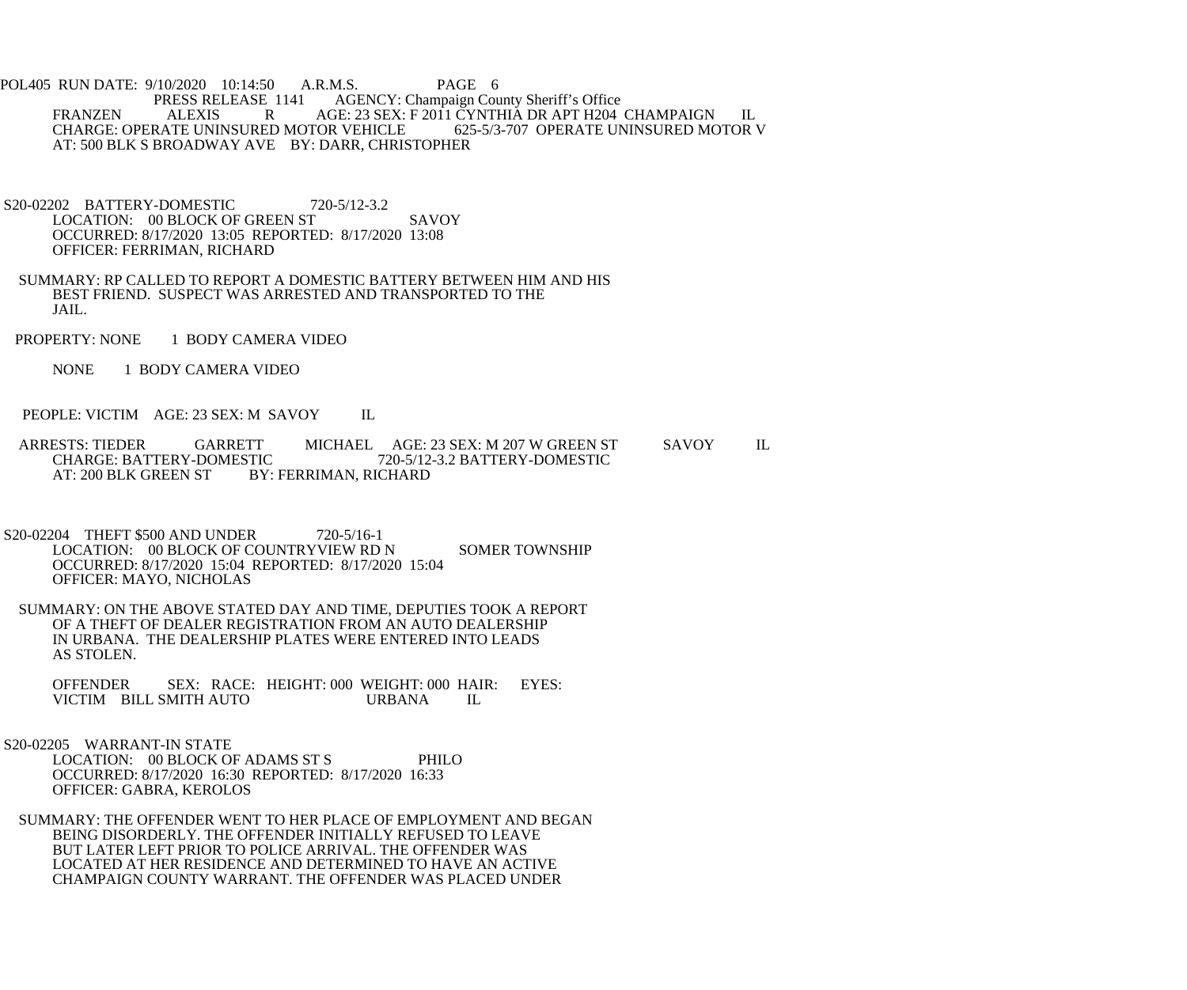FRANZEN ALEXIS R AGE: 23 SEX: F 2011 CYNTHIA DR APT H204 CHAMPAIGN IL
CHARGE: OPERATE UNINSURED MOTOR VEHICLE 625-5/3-707 OPERATE UNINSURED MOTOR V
AT: 500 BLK S BROADWAY AVE BY: DARR, CHRISTOPHER

S20-02202 BATTERY-DOMESTIC 720-5/12-3.2
LOCATION: 00 BLOCK OF GREEN ST SAVOY
OCCURRED: 8/17/2020 13:05 REPORTED: 8/17/2020 13:08
OFFICER: FERRIMAN, RICHARD

SUMMARY: RP CALLED TO REPORT A DOMESTIC BATTERY BETWEEN HIM AND HIS BEST FRIEND. SUSPECT WAS ARRESTED AND TRANSPORTED TO THE JAIL.

PROPERTY: NONE 1 BODY CAMERA VIDEO

NONE 1 BODY CAMERA VIDEO

PEOPLE: VICTIM AGE: 23 SEX: M SAVOY IL

ARRESTS: TIEDER GARRETT MICHAEL AGE: 23 SEX: M 207 W GREEN ST SAVOY IL
CHARGE: BATTERY-DOMESTIC 720-5/12-3.2 BATTERY-DOMESTIC
AT: 200 BLK GREEN ST BY: FERRIMAN, RICHARD

S20-02204 THEFT $500 AND UNDER 720-5/16-1
LOCATION: 00 BLOCK OF COUNTRYVIEW RD N SOMER TOWNSHIP
OCCURRED: 8/17/2020 15:04 REPORTED: 8/17/2020 15:04
OFFICER: MAYO, NICHOLAS

SUMMARY: ON THE ABOVE STATED DAY AND TIME, DEPUTIES TOOK A REPORT OF A THEFT OF DEALER REGISTRATION FROM AN AUTO DEALERSHIP IN URBANA. THE DEALERSHIP PLATES WERE ENTERED INTO LEADS AS STOLEN.

OFFENDER SEX: RACE: HEIGHT: 000 WEIGHT: 000 HAIR: EYES:
VICTIM BILL SMITH AUTO URBANA IL

S20-02205 WARRANT-IN STATE
LOCATION: 00 BLOCK OF ADAMS ST S PHILO
OCCURRED: 8/17/2020 16:30 REPORTED: 8/17/2020 16:33
OFFICER: GABRA, KEROLOS

SUMMARY: THE OFFENDER WENT TO HER PLACE OF EMPLOYMENT AND BEGAN BEING DISORDERLY. THE OFFENDER INITIALLY REFUSED TO LEAVE BUT LATER LEFT PRIOR TO POLICE ARRIVAL. THE OFFENDER WAS LOCATED AT HER RESIDENCE AND DETERMINED TO HAVE AN ACTIVE CHAMPAIGN COUNTY WARRANT. THE OFFENDER WAS PLACED UNDER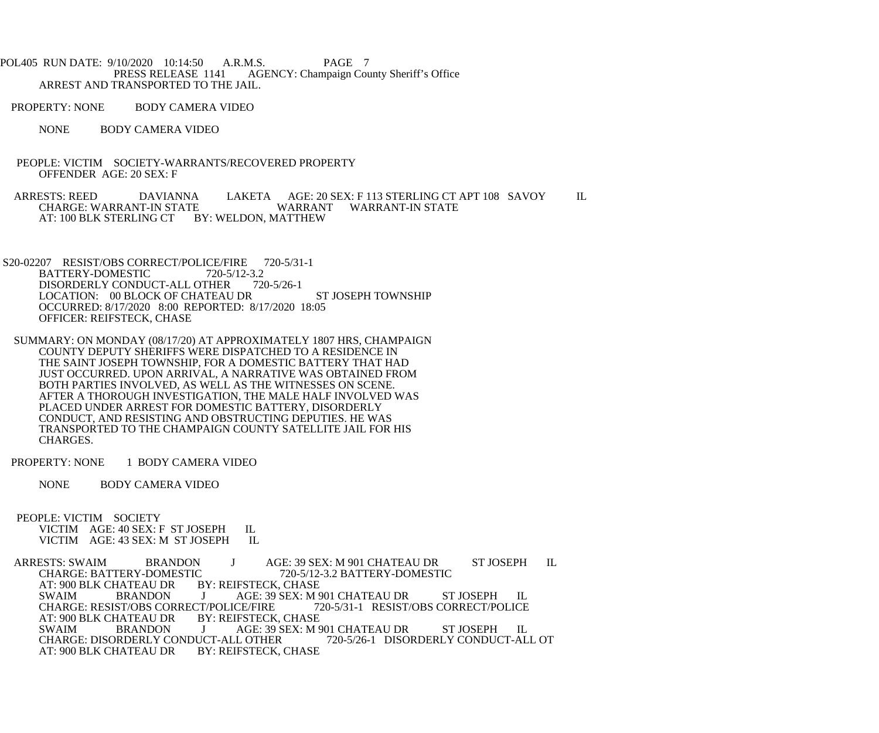ARREST AND TRANSPORTED TO THE JAIL.

PROPERTY: NONE BODY CAMERA VIDEO

NONE BODY CAMERA VIDEO

PEOPLE: VICTIM SOCIETY-WARRANTS/RECOVERED PROPERTY
OFFENDER AGE: 20 SEX: F

ARRESTS: REED DAVIANNA LAKETA AGE: 20 SEX: F 113 STERLING CT APT 108 SAVOY IL
CHARGE: WARRANT-IN STATE WARRANT WARRANT-IN STATE
AT: 100 BLK STERLING CT BY: WELDON, MATTHEW

S20-02207 RESIST/OBS CORRECT/POLICE/FIRE 720-5/31-1
BATTERY-DOMESTIC 720-5/12-3.2
DISORDERLY CONDUCT-ALL OTHER 720-5/26-1
LOCATION: 00 BLOCK OF CHATEAU DR ST JOSEPH TOWNSHIP
OCCURRED: 8/17/2020 8:00 REPORTED: 8/17/2020 18:05
OFFICER: REIFSTECK, CHASE

SUMMARY: ON MONDAY (08/17/20) AT APPROXIMATELY 1807 HRS, CHAMPAIGN COUNTY DEPUTY SHERIFFS WERE DISPATCHED TO A RESIDENCE IN THE SAINT JOSEPH TOWNSHIP, FOR A DOMESTIC BATTERY THAT HAD JUST OCCURRED. UPON ARRIVAL, A NARRATIVE WAS OBTAINED FROM BOTH PARTIES INVOLVED, AS WELL AS THE WITNESSES ON SCENE. AFTER A THOROUGH INVESTIGATION, THE MALE HALF INVOLVED WAS PLACED UNDER ARREST FOR DOMESTIC BATTERY, DISORDERLY CONDUCT, AND RESISTING AND OBSTRUCTING DEPUTIES. HE WAS TRANSPORTED TO THE CHAMPAIGN COUNTY SATELLITE JAIL FOR HIS CHARGES.

PROPERTY: NONE 1 BODY CAMERA VIDEO

NONE BODY CAMERA VIDEO

PEOPLE: VICTIM SOCIETY
VICTIM AGE: 40 SEX: F ST JOSEPH IL
VICTIM AGE: 43 SEX: M ST JOSEPH IL

ARRESTS: SWAIM BRANDON J AGE: 39 SEX: M 901 CHATEAU DR ST JOSEPH IL
CHARGE: BATTERY-DOMESTIC 720-5/12-3.2 BATTERY-DOMESTIC
AT: 900 BLK CHATEAU DR BY: REIFSTECK, CHASE
SWAIM BRANDON J AGE: 39 SEX: M 901 CHATEAU DR ST JOSEPH IL
CHARGE: RESIST/OBS CORRECT/POLICE/FIRE 720-5/31-1 RESIST/OBS CORRECT/POLICE
AT: 900 BLK CHATEAU DR BY: REIFSTECK, CHASE
SWAIM BRANDON J AGE: 39 SEX: M 901 CHATEAU DR ST JOSEPH IL
CHARGE: DISORDERLY CONDUCT-ALL OTHER 720-5/26-1 DISORDERLY CONDUCT-ALL OT
AT: 900 BLK CHATEAU DR BY: REIFSTECK, CHASE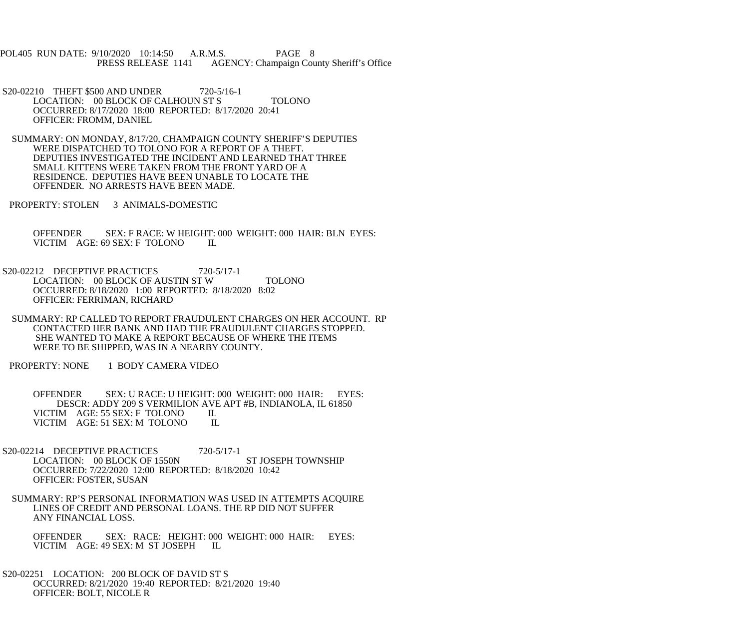POL405 RUN DATE: 9/10/2020 10:14:50 A.R.M.S. PAGE 8
PRESS RELEASE 1141 AGENCY: Champaign County Sheriff's Office

S20-02210 THEFT $500 AND UNDER 720-5/16-1
LOCATION: 00 BLOCK OF CALHOUN ST S TOLONO
OCCURRED: 8/17/2020 18:00 REPORTED: 8/17/2020 20:41
OFFICER: FROMM, DANIEL

SUMMARY: ON MONDAY, 8/17/20, CHAMPAIGN COUNTY SHERIFF'S DEPUTIES WERE DISPATCHED TO TOLONO FOR A REPORT OF A THEFT. DEPUTIES INVESTIGATED THE INCIDENT AND LEARNED THAT THREE SMALL KITTENS WERE TAKEN FROM THE FRONT YARD OF A RESIDENCE. DEPUTIES HAVE BEEN UNABLE TO LOCATE THE OFFENDER. NO ARRESTS HAVE BEEN MADE.

PROPERTY: STOLEN 3 ANIMALS-DOMESTIC

OFFENDER SEX: F RACE: W HEIGHT: 000 WEIGHT: 000 HAIR: BLN EYES:
VICTIM AGE: 69 SEX: F TOLONO IL

S20-02212 DECEPTIVE PRACTICES 720-5/17-1
LOCATION: 00 BLOCK OF AUSTIN ST W TOLONO
OCCURRED: 8/18/2020 1:00 REPORTED: 8/18/2020 8:02
OFFICER: FERRIMAN, RICHARD

SUMMARY: RP CALLED TO REPORT FRAUDULENT CHARGES ON HER ACCOUNT. RP CONTACTED HER BANK AND HAD THE FRAUDULENT CHARGES STOPPED. SHE WANTED TO MAKE A REPORT BECAUSE OF WHERE THE ITEMS WERE TO BE SHIPPED, WAS IN A NEARBY COUNTY.

PROPERTY: NONE 1 BODY CAMERA VIDEO

OFFENDER SEX: U RACE: U HEIGHT: 000 WEIGHT: 000 HAIR: EYES:
DESCR: ADDY 209 S VERMILION AVE APT #B, INDIANOLA, IL 61850
VICTIM AGE: 55 SEX: F TOLONO IL
VICTIM AGE: 51 SEX: M TOLONO IL

S20-02214 DECEPTIVE PRACTICES 720-5/17-1
LOCATION: 00 BLOCK OF 1550N ST JOSEPH TOWNSHIP
OCCURRED: 7/22/2020 12:00 REPORTED: 8/18/2020 10:42
OFFICER: FOSTER, SUSAN

SUMMARY: RP'S PERSONAL INFORMATION WAS USED IN ATTEMPTS ACQUIRE LINES OF CREDIT AND PERSONAL LOANS. THE RP DID NOT SUFFER ANY FINANCIAL LOSS.

OFFENDER SEX: RACE: HEIGHT: 000 WEIGHT: 000 HAIR: EYES:
VICTIM AGE: 49 SEX: M ST JOSEPH IL

S20-02251 LOCATION: 200 BLOCK OF DAVID ST S
OCCURRED: 8/21/2020 19:40 REPORTED: 8/21/2020 19:40
OFFICER: BOLT, NICOLE R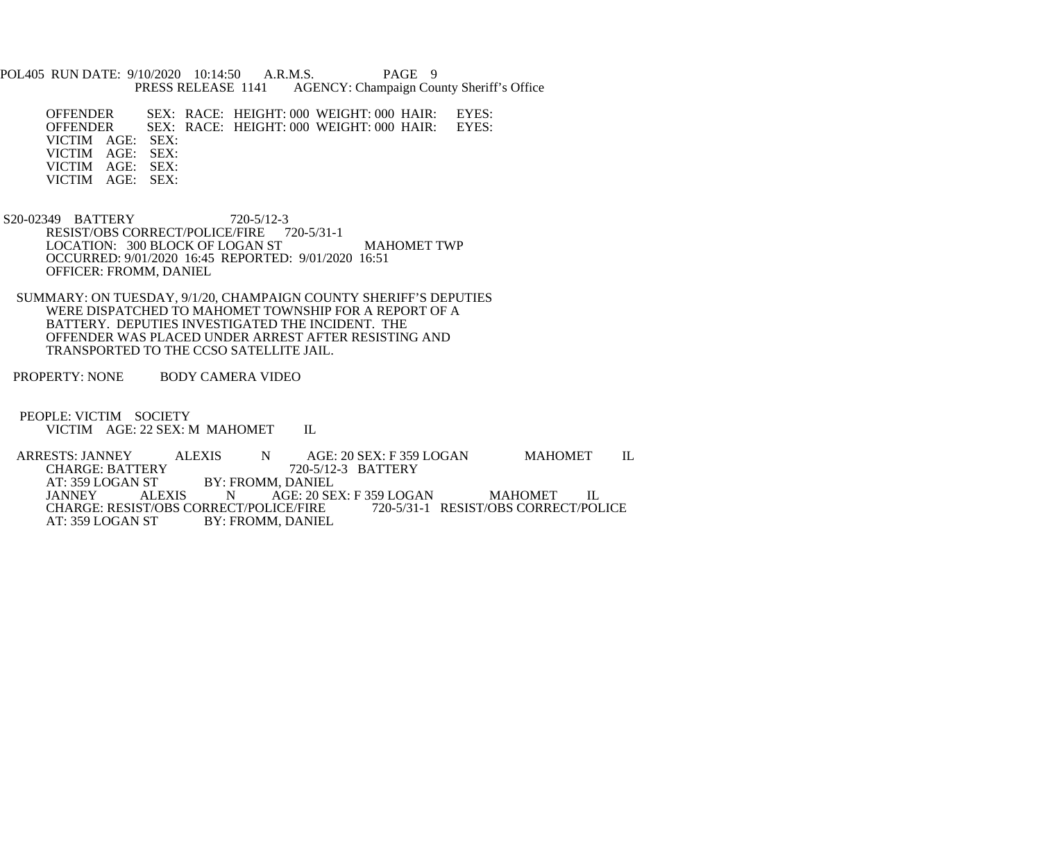POL405 RUN DATE: 9/10/2020 10:14:50 A.R.M.S. PAGE 9
PRESS RELEASE 1141 AGENCY: Champaign County Sheriff's Office

OFFENDER SEX: RACE: HEIGHT: 000 WEIGHT: 000 HAIR: EYES:
OFFENDER SEX: RACE: HEIGHT: 000 WEIGHT: 000 HAIR: EYES:
VICTIM AGE: SEX:
VICTIM AGE: SEX:
VICTIM AGE: SEX:
VICTIM AGE: SEX:

S20-02349 BATTERY 720-5/12-3
RESIST/OBS CORRECT/POLICE/FIRE 720-5/31-1
LOCATION: 300 BLOCK OF LOGAN ST MAHOMET TWP
OCCURRED: 9/01/2020 16:45 REPORTED: 9/01/2020 16:51
OFFICER: FROMM, DANIEL

SUMMARY: ON TUESDAY, 9/1/20, CHAMPAIGN COUNTY SHERIFF'S DEPUTIES WERE DISPATCHED TO MAHOMET TOWNSHIP FOR A REPORT OF A BATTERY. DEPUTIES INVESTIGATED THE INCIDENT. THE OFFENDER WAS PLACED UNDER ARREST AFTER RESISTING AND TRANSPORTED TO THE CCSO SATELLITE JAIL.

PROPERTY: NONE BODY CAMERA VIDEO

PEOPLE: VICTIM SOCIETY
VICTIM AGE: 22 SEX: M MAHOMET IL

ARRESTS: JANNEY ALEXIS N AGE: 20 SEX: F 359 LOGAN MAHOMET IL
CHARGE: BATTERY 720-5/12-3 BATTERY
AT: 359 LOGAN ST BY: FROMM, DANIEL
JANNEY ALEXIS N AGE: 20 SEX: F 359 LOGAN MAHOMET IL
CHARGE: RESIST/OBS CORRECT/POLICE/FIRE 720-5/31-1 RESIST/OBS CORRECT/POLICE
AT: 359 LOGAN ST BY: FROMM, DANIEL